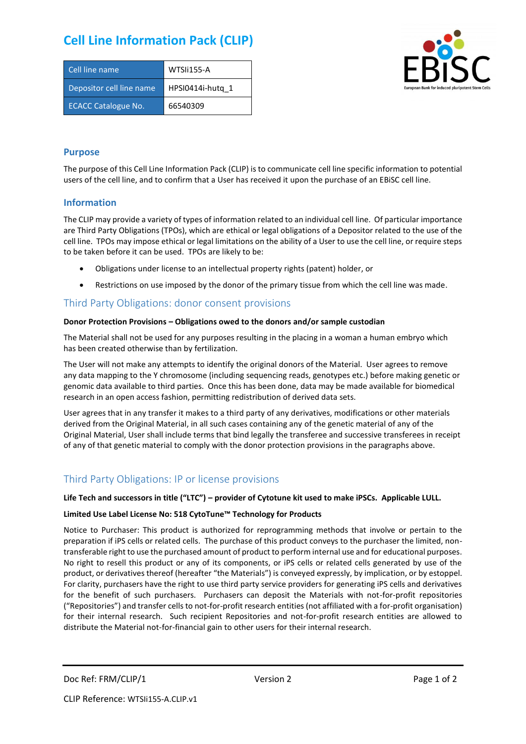# Cell Line Information Pack (CLIP)

| Cell line name | WTSIi155-A |
|---|---|
| Depositor cell line name | HPSI0414i-hutq_1 |
| ECACC Catalogue No. | 66540309 |

## Purpose

The purpose of this Cell Line Information Pack (CLIP) is to communicate cell line specific information to potential users of the cell line, and to confirm that a User has received it upon the purchase of an EBiSC cell line.

## Information

The CLIP may provide a variety of types of information related to an individual cell line. Of particular importance are Third Party Obligations (TPOs), which are ethical or legal obligations of a Depositor related to the use of the cell line. TPOs may impose ethical or legal limitations on the ability of a User to use the cell line, or require steps to be taken before it can be used. TPOs are likely to be:

- Obligations under license to an intellectual property rights (patent) holder, or
- Restrictions on use imposed by the donor of the primary tissue from which the cell line was made.

## Third Party Obligations: donor consent provisions

**Donor Protection Provisions – Obligations owed to the donors and/or sample custodian**

The Material shall not be used for any purposes resulting in the placing in a woman a human embryo which has been created otherwise than by fertilization.

The User will not make any attempts to identify the original donors of the Material. User agrees to remove any data mapping to the Y chromosome (including sequencing reads, genotypes etc.) before making genetic or genomic data available to third parties. Once this has been done, data may be made available for biomedical research in an open access fashion, permitting redistribution of derived data sets.

User agrees that in any transfer it makes to a third party of any derivatives, modifications or other materials derived from the Original Material, in all such cases containing any of the genetic material of any of the Original Material, User shall include terms that bind legally the transferee and successive transferees in receipt of any of that genetic material to comply with the donor protection provisions in the paragraphs above.

## Third Party Obligations: IP or license provisions

**Life Tech and successors in title ("LTC") – provider of Cytotune kit used to make iPSCs. Applicable LULL.**

**Limited Use Label License No: 518 CytoTune™ Technology for Products**

Notice to Purchaser: This product is authorized for reprogramming methods that involve or pertain to the preparation if iPS cells or related cells. The purchase of this product conveys to the purchaser the limited, non-transferable right to use the purchased amount of product to perform internal use and for educational purposes. No right to resell this product or any of its components, or iPS cells or related cells generated by use of the product, or derivatives thereof (hereafter "the Materials") is conveyed expressly, by implication, or by estoppel. For clarity, purchasers have the right to use third party service providers for generating iPS cells and derivatives for the benefit of such purchasers. Purchasers can deposit the Materials with not-for-profit repositories ("Repositories") and transfer cells to not-for-profit research entities (not affiliated with a for-profit organisation) for their internal research. Such recipient Repositories and not-for-profit research entities are allowed to distribute the Material not-for-financial gain to other users for their internal research.

Doc Ref: FRM/CLIP/1 Version 2

CLIP Reference: WTSIi155-A.CLIP.v1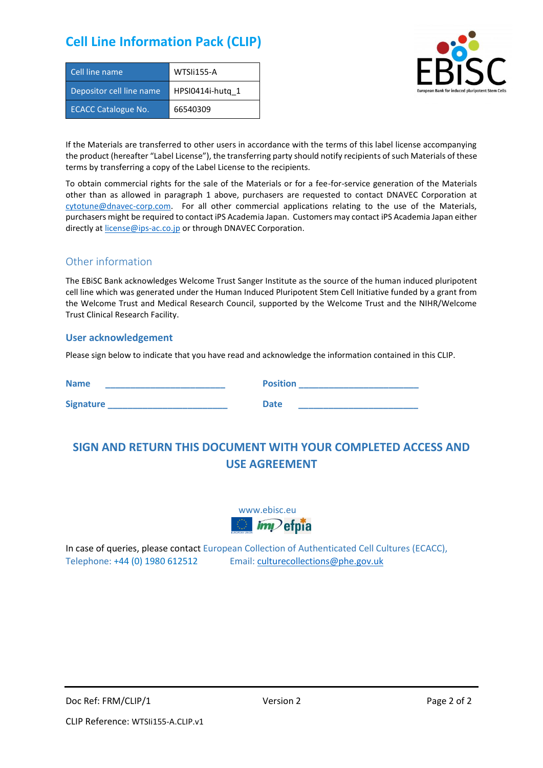# Cell Line Information Pack (CLIP)

| | |
|---|---|
| Cell line name | WTSIi155-A |
| Depositor cell line name | HPSI0414i-hutq_1 |
| ECACC Catalogue No. | 66540309 |

If the Materials are transferred to other users in accordance with the terms of this label license accompanying the product (hereafter "Label License"), the transferring party should notify recipients of such Materials of these terms by transferring a copy of the Label License to the recipients.

To obtain commercial rights for the sale of the Materials or for a fee-for-service generation of the Materials other than as allowed in paragraph 1 above, purchasers are requested to contact DNAVEC Corporation at cytotune@dnavec-corp.com. For all other commercial applications relating to the use of the Materials, purchasers might be required to contact iPS Academia Japan. Customers may contact iPS Academia Japan either directly at license@ips-ac.co.jp or through DNAVEC Corporation.

## Other information

The EBiSC Bank acknowledges Welcome Trust Sanger Institute as the source of the human induced pluripotent cell line which was generated under the Human Induced Pluripotent Stem Cell Initiative funded by a grant from the Welcome Trust and Medical Research Council, supported by the Welcome Trust and the NIHR/Welcome Trust Clinical Research Facility.

### User acknowledgement

Please sign below to indicate that you have read and acknowledge the information contained in this CLIP.

**Name** _________________________ **Position** _________________________

**Signature** _________________________ **Date** _________________________

## SIGN AND RETURN THIS DOCUMENT WITH YOUR COMPLETED ACCESS AND USE AGREEMENT

www.ebisc.eu

In case of queries, please contact European Collection of Authenticated Cell Cultures (ECACC), Telephone: +44 (0) 1980 612512 Email: culturecollections@phe.gov.uk

Doc Ref: FRM/CLIP/1 Version 2

CLIP Reference: WTSIi155-A.CLIP.v1